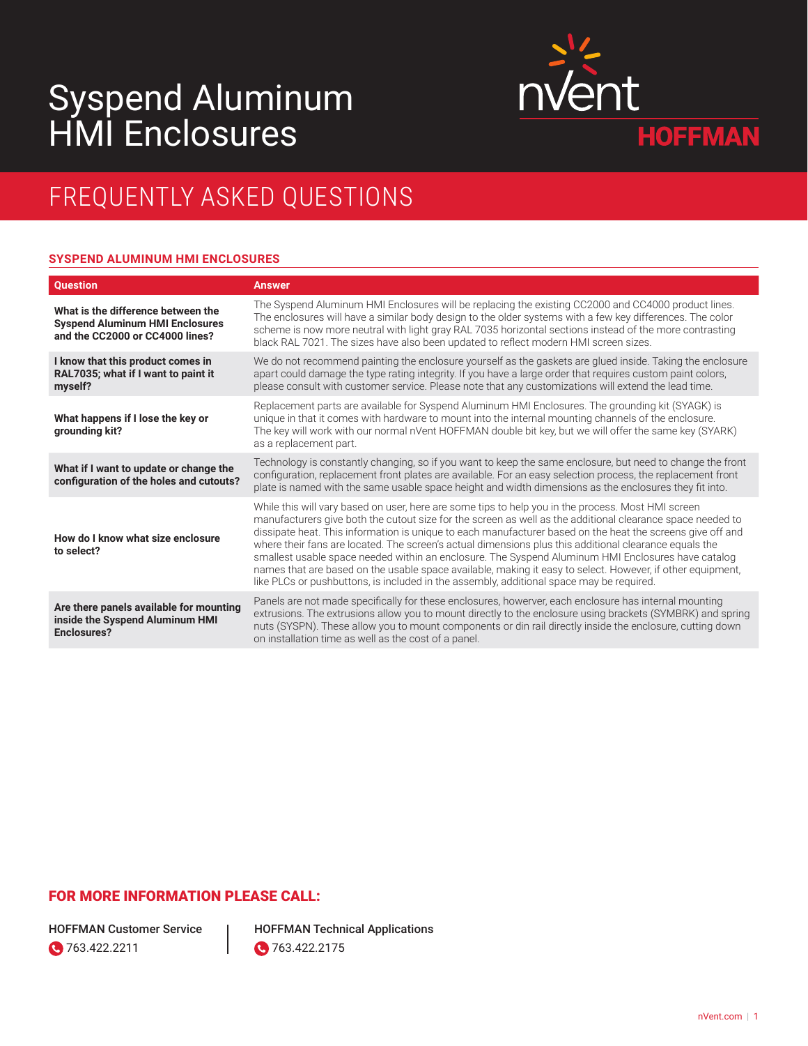# Syspend Aluminum HMI Enclosures

nVent HOFFMAN

## FREQUENTLY ASKED QUESTIONS

### SYSPEND ALUMINUM HMI ENCLOSURES

| Question | Answer |
|---|---|
| **What is the difference between the Syspend Aluminum HMI Enclosures and the CC2000 or CC4000 lines?** | The Syspend Aluminum HMI Enclosures will be replacing the existing CC2000 and CC4000 product lines. The enclosures will have a similar body design to the older systems with a few key differences. The color scheme is now more neutral with light gray RAL 7035 horizontal sections instead of the more contrasting black RAL 7021. The sizes have also been updated to reflect modern HMI screen sizes. |
| **I know that this product comes in RAL7035; what if I want to paint it myself?** | We do not recommend painting the enclosure yourself as the gaskets are glued inside. Taking the enclosure apart could damage the type rating integrity. If you have a large order that requires custom paint colors, please consult with customer service. Please note that any customizations will extend the lead time. |
| **What happens if I lose the key or grounding kit?** | Replacement parts are available for Syspend Aluminum HMI Enclosures. The grounding kit (SYAGK) is unique in that it comes with hardware to mount into the internal mounting channels of the enclosure. The key will work with our normal nVent HOFFMAN double bit key, but we will offer the same key (SYARK) as a replacement part. |
| **What if I want to update or change the configuration of the holes and cutouts?** | Technology is constantly changing, so if you want to keep the same enclosure, but need to change the front configuration, replacement front plates are available. For an easy selection process, the replacement front plate is named with the same usable space height and width dimensions as the enclosures they fit into. |
| **How do I know what size enclosure to select?** | While this will vary based on user, here are some tips to help you in the process. Most HMI screen manufacturers give both the cutout size for the screen as well as the additional clearance space needed to dissipate heat. This information is unique to each manufacturer based on the heat the screens give off and where their fans are located. The screen's actual dimensions plus this additional clearance equals the smallest usable space needed within an enclosure. The Syspend Aluminum HMI Enclosures have catalog names that are based on the usable space available, making it easy to select. However, if other equipment, like PLCs or pushbuttons, is included in the assembly, additional space may be required. |
| **Are there panels available for mounting inside the Syspend Aluminum HMI Enclosures?** | Panels are not made specifically for these enclosures, however, each enclosure has internal mounting extrusions. The extrusions allow you to mount directly to the enclosure using brackets (SYMBRK) and spring nuts (SYSPN). These allow you to mount components or din rail directly inside the enclosure, cutting down on installation time as well as the cost of a panel. |

### FOR MORE INFORMATION PLEASE CALL:

HOFFMAN Customer Service
763.422.2211

HOFFMAN Technical Applications
763.422.2175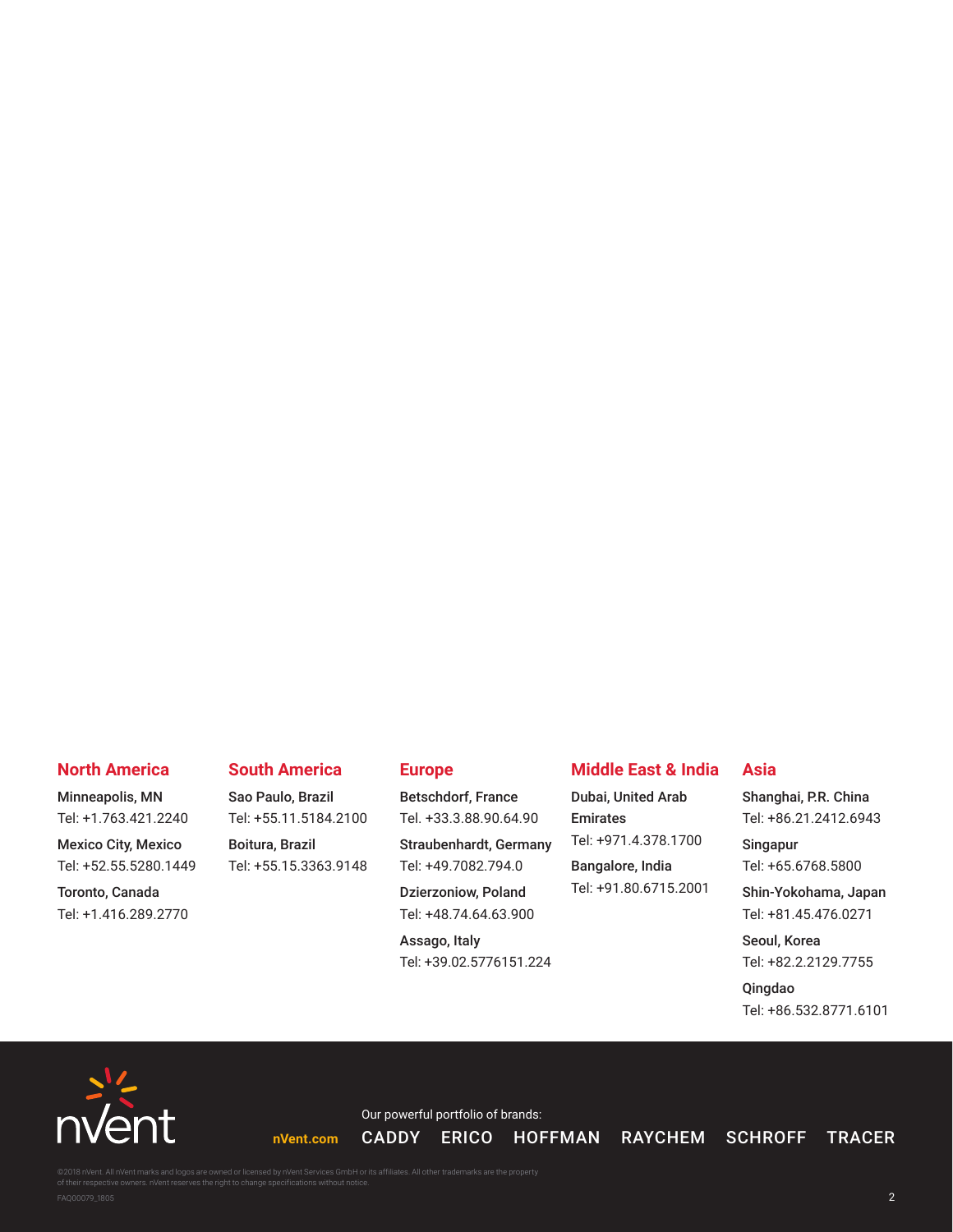## North America

**Minneapolis, MN**
Tel: +1.763.421.2240

**Mexico City, Mexico**
Tel: +52.55.5280.1449

**Toronto, Canada**
Tel: +1.416.289.2770

## South America

**Sao Paulo, Brazil**
Tel: +55.11.5184.2100

**Boitura, Brazil**
Tel: +55.15.3363.9148

## Europe

**Betschdorf, France**
Tel. +33.3.88.90.64.90

**Straubenhardt, Germany**
Tel: +49.7082.794.0

**Dzierzoniow, Poland**
Tel: +48.74.64.63.900

**Assago, Italy**
Tel: +39.02.5776151.224

## Middle East & India

**Dubai, United Arab Emirates**
Tel: +971.4.378.1700

**Bangalore, India**
Tel: +91.80.6715.2001

## Asia

**Shanghai, P.R. China**
Tel: +86.21.2412.6943

**Singapur**
Tel: +65.6768.5800

**Shin-Yokohama, Japan**
Tel: +81.45.476.0271

**Seoul, Korea**
Tel: +82.2.2129.7755

**Qingdao**
Tel: +86.532.8771.6101

nVent

**nVent.com**

Our powerful portfolio of brands:

CADDY ERICO HOFFMAN RAYCHEM SCHROFF TRACER

©2018 nVent. All nVent marks and logos are owned or licensed by nVent Services GmbH or its affiliates. All other trademarks are the property of their respective owners. nVent reserves the right to change specifications without notice.

FAQ00079_1805